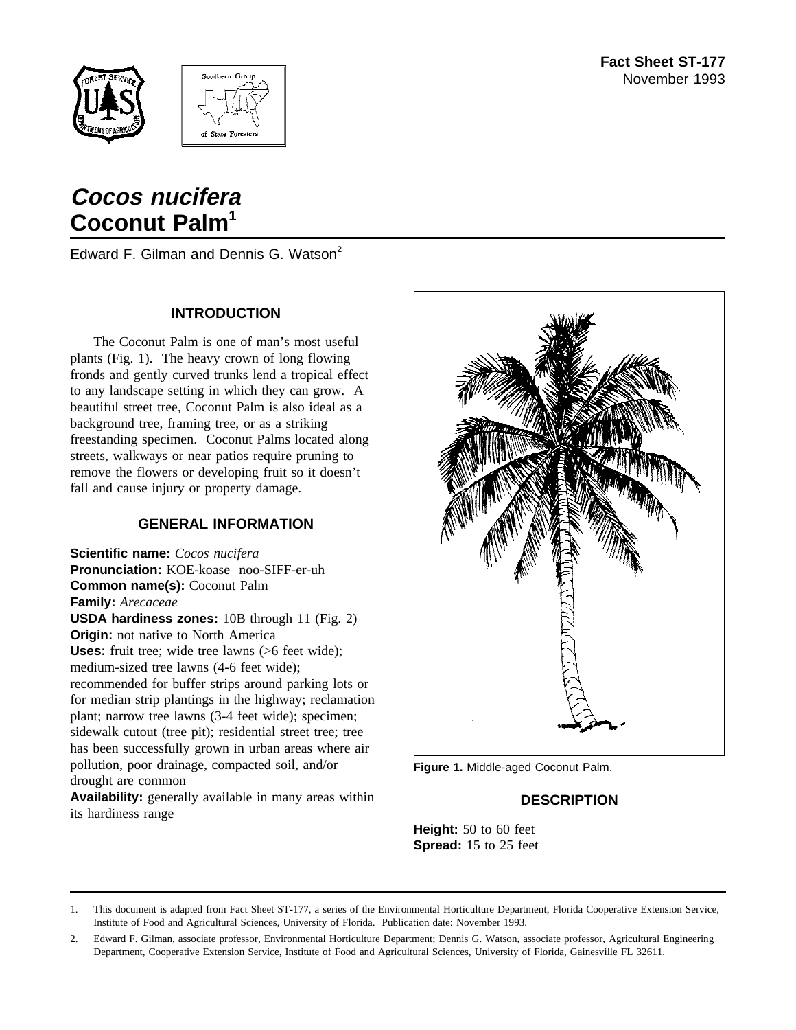**Fact Sheet ST-177**
November 1993

# *Cocos nucifera*
# Coconut Palm[1]

Edward F. Gilman and Dennis G. Watson[2]

## INTRODUCTION

The Coconut Palm is one of man's most useful plants (Fig. 1). The heavy crown of long flowing fronds and gently curved trunks lend a tropical effect to any landscape setting in which they can grow. A beautiful street tree, Coconut Palm is also ideal as a background tree, framing tree, or as a striking freestanding specimen. Coconut Palms located along streets, walkways or near patios require pruning to remove the flowers or developing fruit so it doesn't fall and cause injury or property damage.

## GENERAL INFORMATION

**Scientific name:** *Cocos nucifera*
**Pronunciation:** KOE-koase noo-SIFF-er-uh
**Common name(s):** Coconut Palm
**Family:** *Arecaceae*
**USDA hardiness zones:** 10B through 11 (Fig. 2)
**Origin:** not native to North America
**Uses:** fruit tree; wide tree lawns (>6 feet wide); medium-sized tree lawns (4-6 feet wide); recommended for buffer strips around parking lots or for median strip plantings in the highway; reclamation plant; narrow tree lawns (3-4 feet wide); specimen; sidewalk cutout (tree pit); residential street tree; tree has been successfully grown in urban areas where air pollution, poor drainage, compacted soil, and/or drought are common
**Availability:** generally available in many areas within its hardiness range

**Figure 1.** Middle-aged Coconut Palm.

## DESCRIPTION

**Height:** 50 to 60 feet
**Spread:** 15 to 25 feet

---

1. This document is adapted from Fact Sheet ST-177, a series of the Environmental Horticulture Department, Florida Cooperative Extension Service, Institute of Food and Agricultural Sciences, University of Florida. Publication date: November 1993.

2. Edward F. Gilman, associate professor, Environmental Horticulture Department; Dennis G. Watson, associate professor, Agricultural Engineering Department, Cooperative Extension Service, Institute of Food and Agricultural Sciences, University of Florida, Gainesville FL 32611.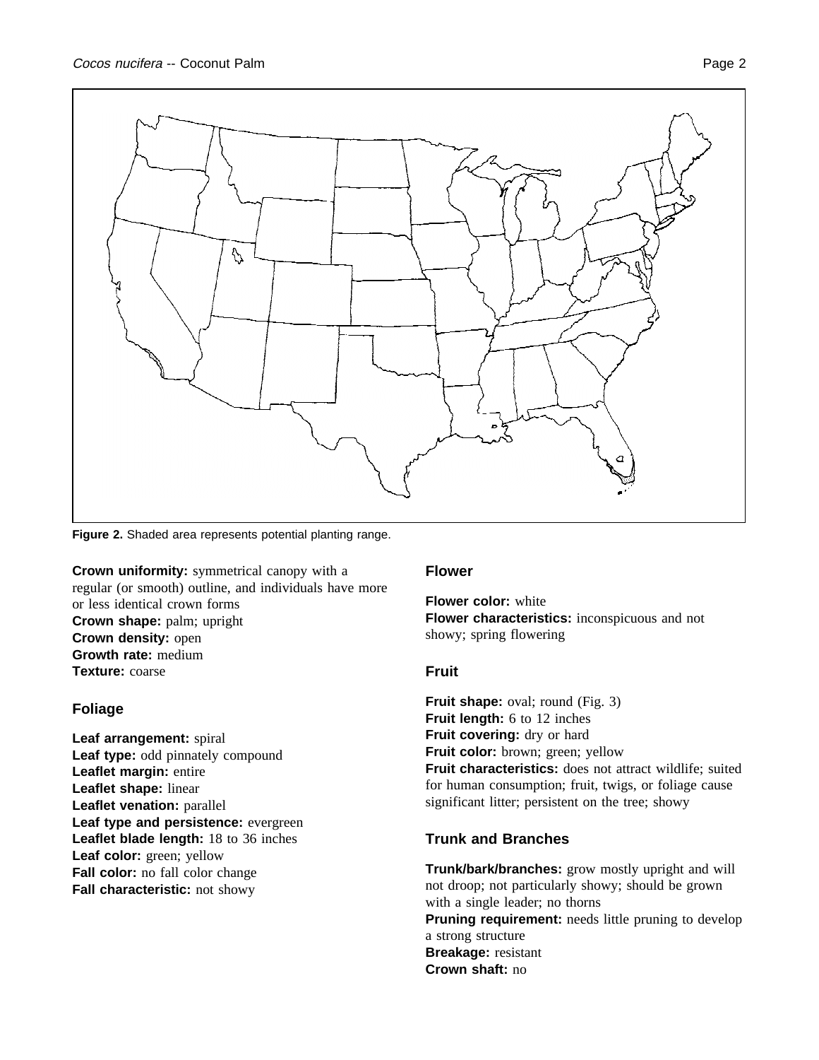Figure 2. Shaded area represents potential planting range.

**Crown uniformity:** symmetrical canopy with a regular (or smooth) outline, and individuals have more or less identical crown forms
**Crown shape:** palm; upright
**Crown density:** open
**Growth rate:** medium
**Texture:** coarse

## Foliage

**Leaf arrangement:** spiral
**Leaf type:** odd pinnately compound
**Leaflet margin:** entire
**Leaflet shape:** linear
**Leaflet venation:** parallel
**Leaf type and persistence:** evergreen
**Leaflet blade length:** 18 to 36 inches
**Leaf color:** green; yellow
**Fall color:** no fall color change
**Fall characteristic:** not showy

## Flower

**Flower color:** white
**Flower characteristics:** inconspicuous and not showy; spring flowering

## Fruit

**Fruit shape:** oval; round (Fig. 3)
**Fruit length:** 6 to 12 inches
**Fruit covering:** dry or hard
**Fruit color:** brown; green; yellow
**Fruit characteristics:** does not attract wildlife; suited for human consumption; fruit, twigs, or foliage cause significant litter; persistent on the tree; showy

## Trunk and Branches

**Trunk/bark/branches:** grow mostly upright and will not droop; not particularly showy; should be grown with a single leader; no thorns
**Pruning requirement:** needs little pruning to develop a strong structure
**Breakage:** resistant
**Crown shaft:** no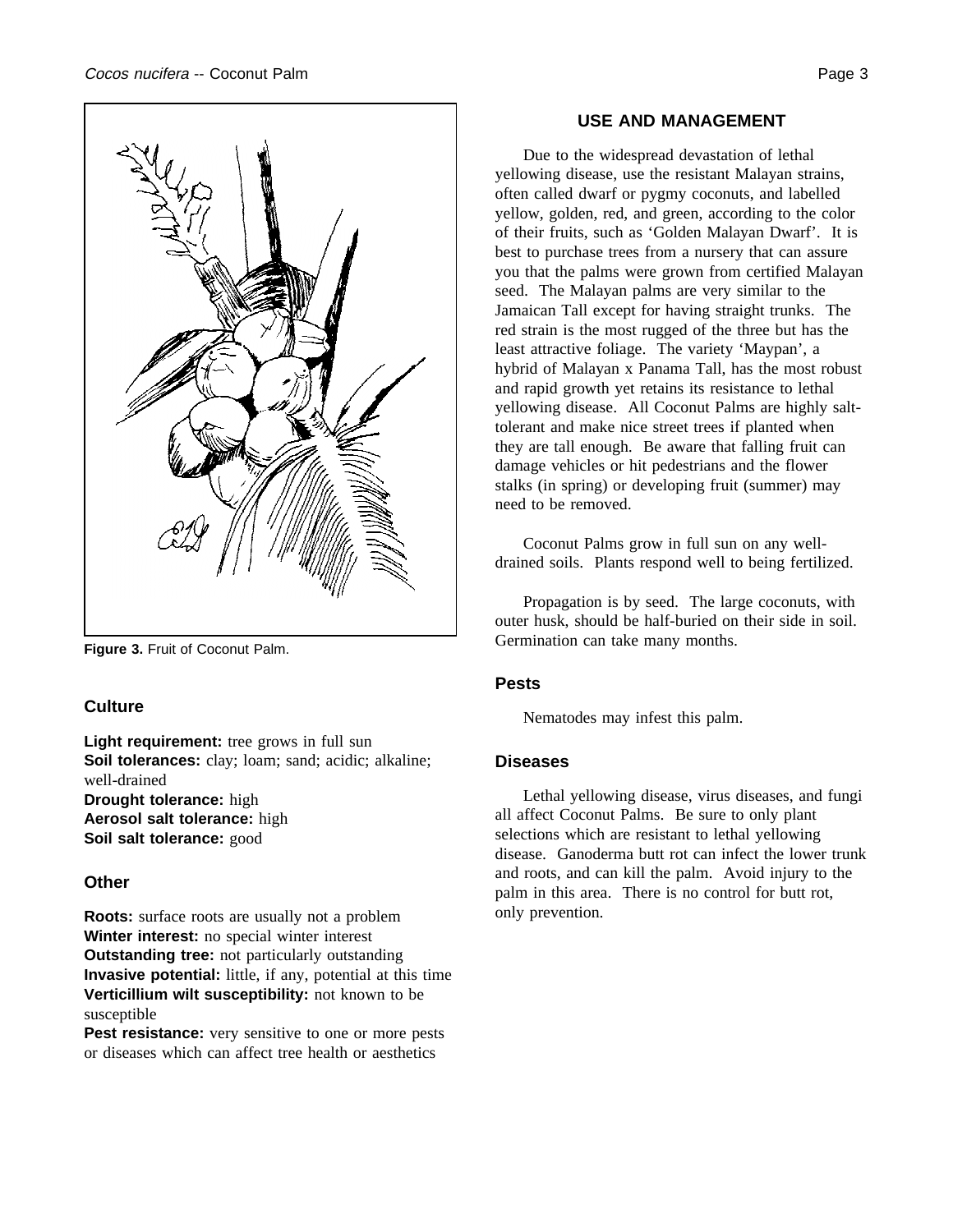**Figure 3.** Fruit of Coconut Palm.

## Culture

**Light requirement:** tree grows in full sun
**Soil tolerances:** clay; loam; sand; acidic; alkaline; well-drained
**Drought tolerance:** high
**Aerosol salt tolerance:** high
**Soil salt tolerance:** good

## Other

**Roots:** surface roots are usually not a problem
**Winter interest:** no special winter interest
**Outstanding tree:** not particularly outstanding
**Invasive potential:** little, if any, potential at this time
**Verticillium wilt susceptibility:** not known to be susceptible
**Pest resistance:** very sensitive to one or more pests or diseases which can affect tree health or aesthetics

## USE AND MANAGEMENT

Due to the widespread devastation of lethal yellowing disease, use the resistant Malayan strains, often called dwarf or pygmy coconuts, and labelled yellow, golden, red, and green, according to the color of their fruits, such as 'Golden Malayan Dwarf'. It is best to purchase trees from a nursery that can assure you that the palms were grown from certified Malayan seed. The Malayan palms are very similar to the Jamaican Tall except for having straight trunks. The red strain is the most rugged of the three but has the least attractive foliage. The variety 'Maypan', a hybrid of Malayan x Panama Tall, has the most robust and rapid growth yet retains its resistance to lethal yellowing disease. All Coconut Palms are highly salt-tolerant and make nice street trees if planted when they are tall enough. Be aware that falling fruit can damage vehicles or hit pedestrians and the flower stalks (in spring) or developing fruit (summer) may need to be removed.

Coconut Palms grow in full sun on any well-drained soils. Plants respond well to being fertilized.

Propagation is by seed. The large coconuts, with outer husk, should be half-buried on their side in soil. Germination can take many months.

## Pests

Nematodes may infest this palm.

## Diseases

Lethal yellowing disease, virus diseases, and fungi all affect Coconut Palms. Be sure to only plant selections which are resistant to lethal yellowing disease. Ganoderma butt rot can infect the lower trunk and roots, and can kill the palm. Avoid injury to the palm in this area. There is no control for butt rot, only prevention.